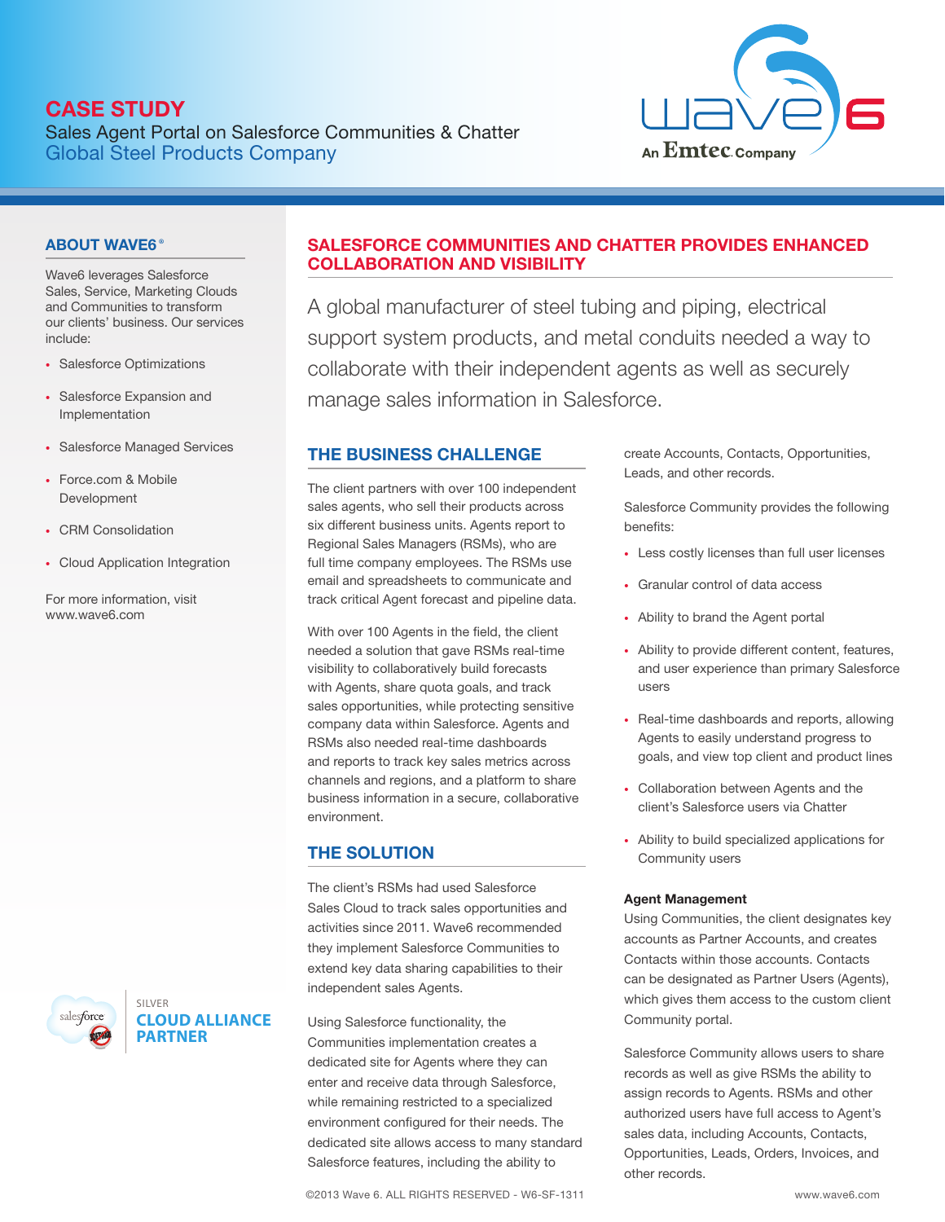# CASE STUDY

Sales Agent Portal on Salesforce Communities & Chatter

Global Steel Products Company

## ABOUT WAVE6®

Wave6 leverages Salesforce Sales, Service, Marketing Clouds and Communities to transform our clients' business. Our services include:

- Salesforce Optimizations
- Salesforce Expansion and Implementation
- Salesforce Managed Services
- Force.com & Mobile Development
- CRM Consolidation
- Cloud Application Integration

For more information, visit www.wave6.com

SILVER
**CLOUD ALLIANCE PARTNER**

## SALESFORCE COMMUNITIES AND CHATTER PROVIDES ENHANCED COLLABORATION AND VISIBILITY

A global manufacturer of steel tubing and piping, electrical support system products, and metal conduits needed a way to collaborate with their independent agents as well as securely manage sales information in Salesforce.

### THE BUSINESS CHALLENGE

The client partners with over 100 independent sales agents, who sell their products across six different business units. Agents report to Regional Sales Managers (RSMs), who are full time company employees. The RSMs use email and spreadsheets to communicate and track critical Agent forecast and pipeline data.

With over 100 Agents in the field, the client needed a solution that gave RSMs real-time visibility to collaboratively build forecasts with Agents, share quota goals, and track sales opportunities, while protecting sensitive company data within Salesforce. Agents and RSMs also needed real-time dashboards and reports to track key sales metrics across channels and regions, and a platform to share business information in a secure, collaborative environment.

### THE SOLUTION

The client's RSMs had used Salesforce Sales Cloud to track sales opportunities and activities since 2011. Wave6 recommended they implement Salesforce Communities to extend key data sharing capabilities to their independent sales Agents.

Using Salesforce functionality, the Communities implementation creates a dedicated site for Agents where they can enter and receive data through Salesforce, while remaining restricted to a specialized environment configured for their needs. The dedicated site allows access to many standard Salesforce features, including the ability to create Accounts, Contacts, Opportunities, Leads, and other records.

Salesforce Community provides the following benefits:

- Less costly licenses than full user licenses
- Granular control of data access
- Ability to brand the Agent portal
- Ability to provide different content, features, and user experience than primary Salesforce users
- Real-time dashboards and reports, allowing Agents to easily understand progress to goals, and view top client and product lines
- Collaboration between Agents and the client's Salesforce users via Chatter
- Ability to build specialized applications for Community users

**Agent Management**

Using Communities, the client designates key accounts as Partner Accounts, and creates Contacts within those accounts. Contacts can be designated as Partner Users (Agents), which gives them access to the custom client Community portal.

Salesforce Community allows users to share records as well as give RSMs the ability to assign records to Agents. RSMs and other authorized users have full access to Agent's sales data, including Accounts, Contacts, Opportunities, Leads, Orders, Invoices, and other records.

©2013 Wave 6. ALL RIGHTS RESERVED - W6-SF-1311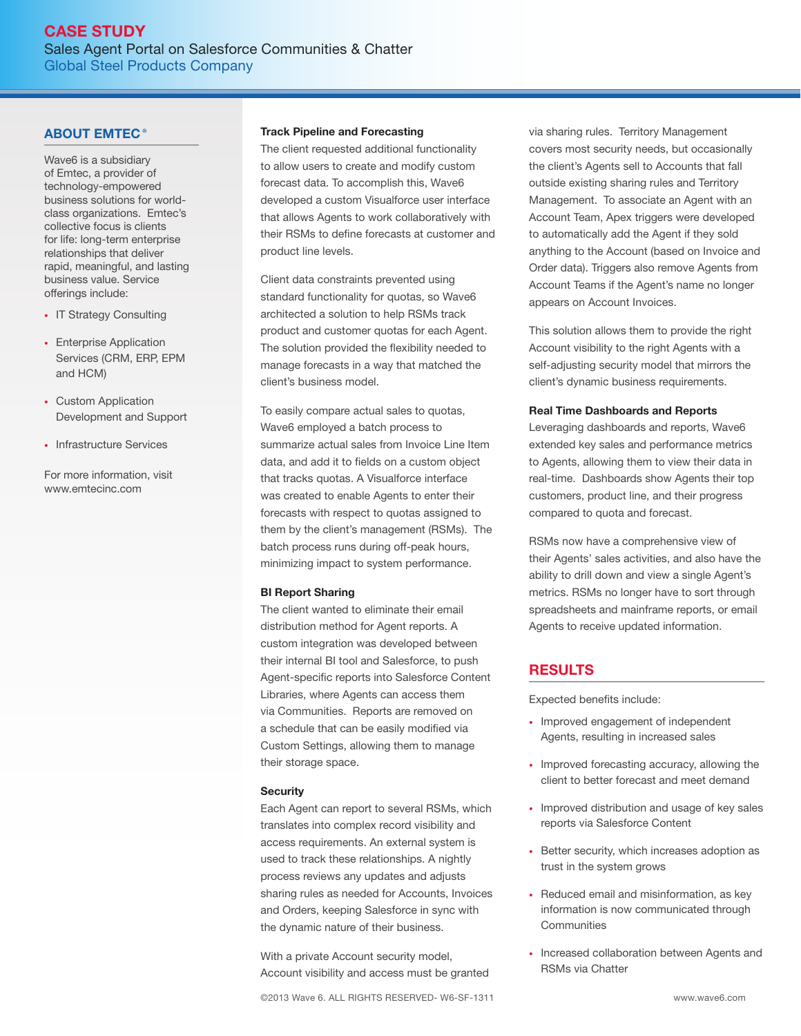# CASE STUDY

Sales Agent Portal on Salesforce Communities & Chatter

Global Steel Products Company

## ABOUT EMTEC®

Wave6 is a subsidiary of Emtec, a provider of technology-empowered business solutions for world-class organizations. Emtec's collective focus is clients for life: long-term enterprise relationships that deliver rapid, meaningful, and lasting business value. Service offerings include:

- IT Strategy Consulting
- Enterprise Application Services (CRM, ERP, EPM and HCM)
- Custom Application Development and Support
- Infrastructure Services

For more information, visit www.emtecinc.com

**Track Pipeline and Forecasting**

The client requested additional functionality to allow users to create and modify custom forecast data. To accomplish this, Wave6 developed a custom Visualforce user interface that allows Agents to work collaboratively with their RSMs to define forecasts at customer and product line levels.

Client data constraints prevented using standard functionality for quotas, so Wave6 architected a solution to help RSMs track product and customer quotas for each Agent. The solution provided the flexibility needed to manage forecasts in a way that matched the client's business model.

To easily compare actual sales to quotas, Wave6 employed a batch process to summarize actual sales from Invoice Line Item data, and add it to fields on a custom object that tracks quotas. A Visualforce interface was created to enable Agents to enter their forecasts with respect to quotas assigned to them by the client's management (RSMs). The batch process runs during off-peak hours, minimizing impact to system performance.

**BI Report Sharing**

The client wanted to eliminate their email distribution method for Agent reports. A custom integration was developed between their internal BI tool and Salesforce, to push Agent-specific reports into Salesforce Content Libraries, where Agents can access them via Communities. Reports are removed on a schedule that can be easily modified via Custom Settings, allowing them to manage their storage space.

**Security**

Each Agent can report to several RSMs, which translates into complex record visibility and access requirements. An external system is used to track these relationships. A nightly process reviews any updates and adjusts sharing rules as needed for Accounts, Invoices and Orders, keeping Salesforce in sync with the dynamic nature of their business.

With a private Account security model, Account visibility and access must be granted via sharing rules. Territory Management covers most security needs, but occasionally the client's Agents sell to Accounts that fall outside existing sharing rules and Territory Management. To associate an Agent with an Account Team, Apex triggers were developed to automatically add the Agent if they sold anything to the Account (based on Invoice and Order data). Triggers also remove Agents from Account Teams if the Agent's name no longer appears on Account Invoices.

This solution allows them to provide the right Account visibility to the right Agents with a self-adjusting security model that mirrors the client's dynamic business requirements.

**Real Time Dashboards and Reports**

Leveraging dashboards and reports, Wave6 extended key sales and performance metrics to Agents, allowing them to view their data in real-time. Dashboards show Agents their top customers, product line, and their progress compared to quota and forecast.

RSMs now have a comprehensive view of their Agents' sales activities, and also have the ability to drill down and view a single Agent's metrics. RSMs no longer have to sort through spreadsheets and mainframe reports, or email Agents to receive updated information.

## RESULTS

Expected benefits include:

- Improved engagement of independent Agents, resulting in increased sales
- Improved forecasting accuracy, allowing the client to better forecast and meet demand
- Improved distribution and usage of key sales reports via Salesforce Content
- Better security, which increases adoption as trust in the system grows
- Reduced email and misinformation, as key information is now communicated through Communities
- Increased collaboration between Agents and RSMs via Chatter

©2013 Wave 6. ALL RIGHTS RESERVED- W6-SF-1311 www.wave6.com